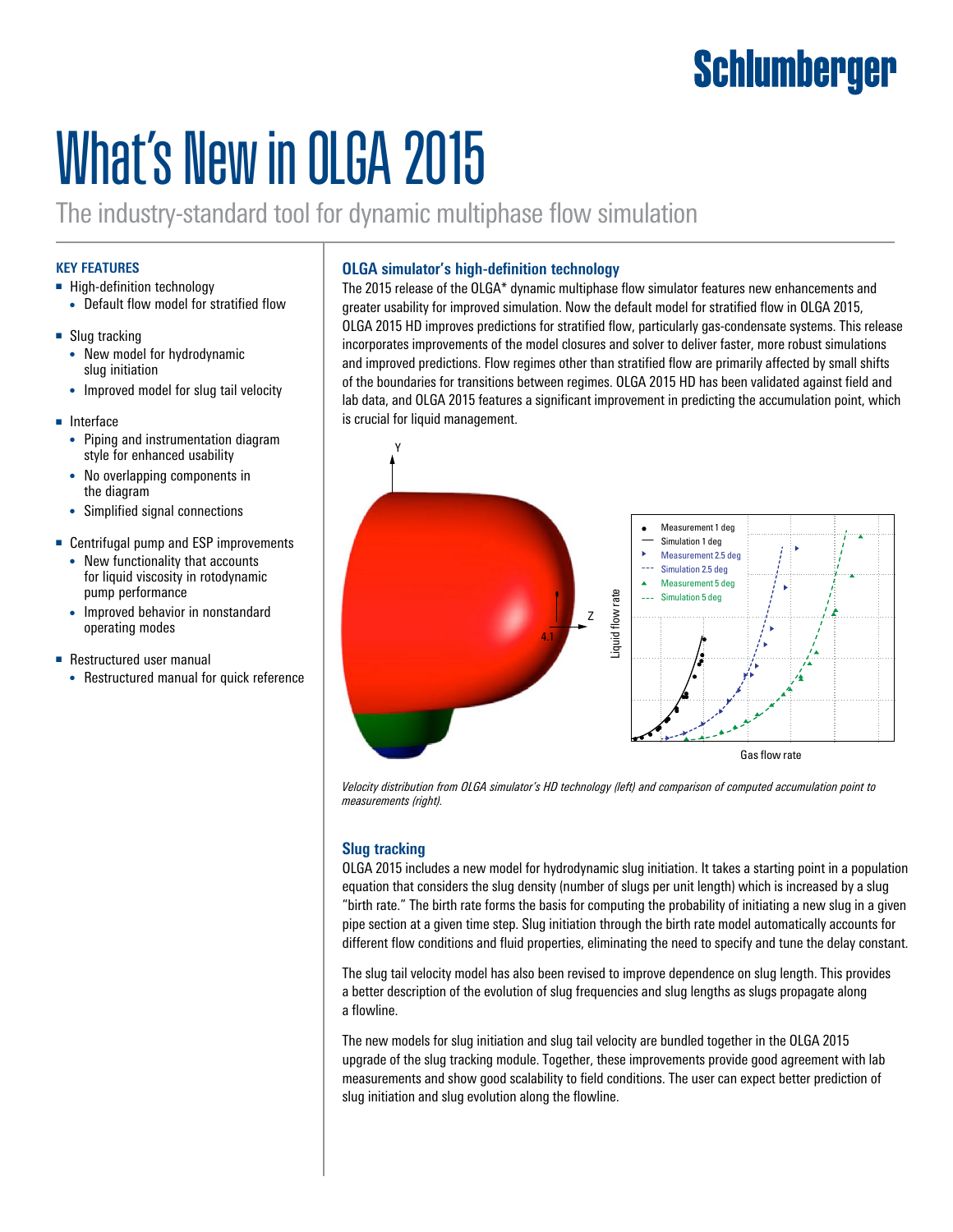Schlumberger

# What's New in OLGA 2015

The industry-standard tool for dynamic multiphase flow simulation

### KEY FEATURES

- High-definition technology
  - Default flow model for stratified flow
- Slug tracking
  - New model for hydrodynamic slug initiation
  - Improved model for slug tail velocity
- Interface
  - Piping and instrumentation diagram style for enhanced usability
  - No overlapping components in the diagram
  - Simplified signal connections
- Centrifugal pump and ESP improvements
  - New functionality that accounts for liquid viscosity in rotodynamic pump performance
  - Improved behavior in nonstandard operating modes
- Restructured user manual
  - Restructured manual for quick reference

## OLGA simulator's high-definition technology

The 2015 release of the OLGA* dynamic multiphase flow simulator features new enhancements and greater usability for improved simulation. Now the default model for stratified flow in OLGA 2015, OLGA 2015 HD improves predictions for stratified flow, particularly gas-condensate systems. This release incorporates improvements of the model closures and solver to deliver faster, more robust simulations and improved predictions. Flow regimes other than stratified flow are primarily affected by small shifts of the boundaries for transitions between regimes. OLGA 2015 HD has been validated against field and lab data, and OLGA 2015 features a significant improvement in predicting the accumulation point, which is crucial for liquid management.

*Velocity distribution from OLGA simulator's HD technology (left) and comparison of computed accumulation point to measurements (right).*

## Slug tracking

OLGA 2015 includes a new model for hydrodynamic slug initiation. It takes a starting point in a population equation that considers the slug density (number of slugs per unit length) which is increased by a slug "birth rate." The birth rate forms the basis for computing the probability of initiating a new slug in a given pipe section at a given time step. Slug initiation through the birth rate model automatically accounts for different flow conditions and fluid properties, eliminating the need to specify and tune the delay constant.

The slug tail velocity model has also been revised to improve dependence on slug length. This provides a better description of the evolution of slug frequencies and slug lengths as slugs propagate along a flowline.

The new models for slug initiation and slug tail velocity are bundled together in the OLGA 2015 upgrade of the slug tracking module. Together, these improvements provide good agreement with lab measurements and show good scalability to field conditions. The user can expect better prediction of slug initiation and slug evolution along the flowline.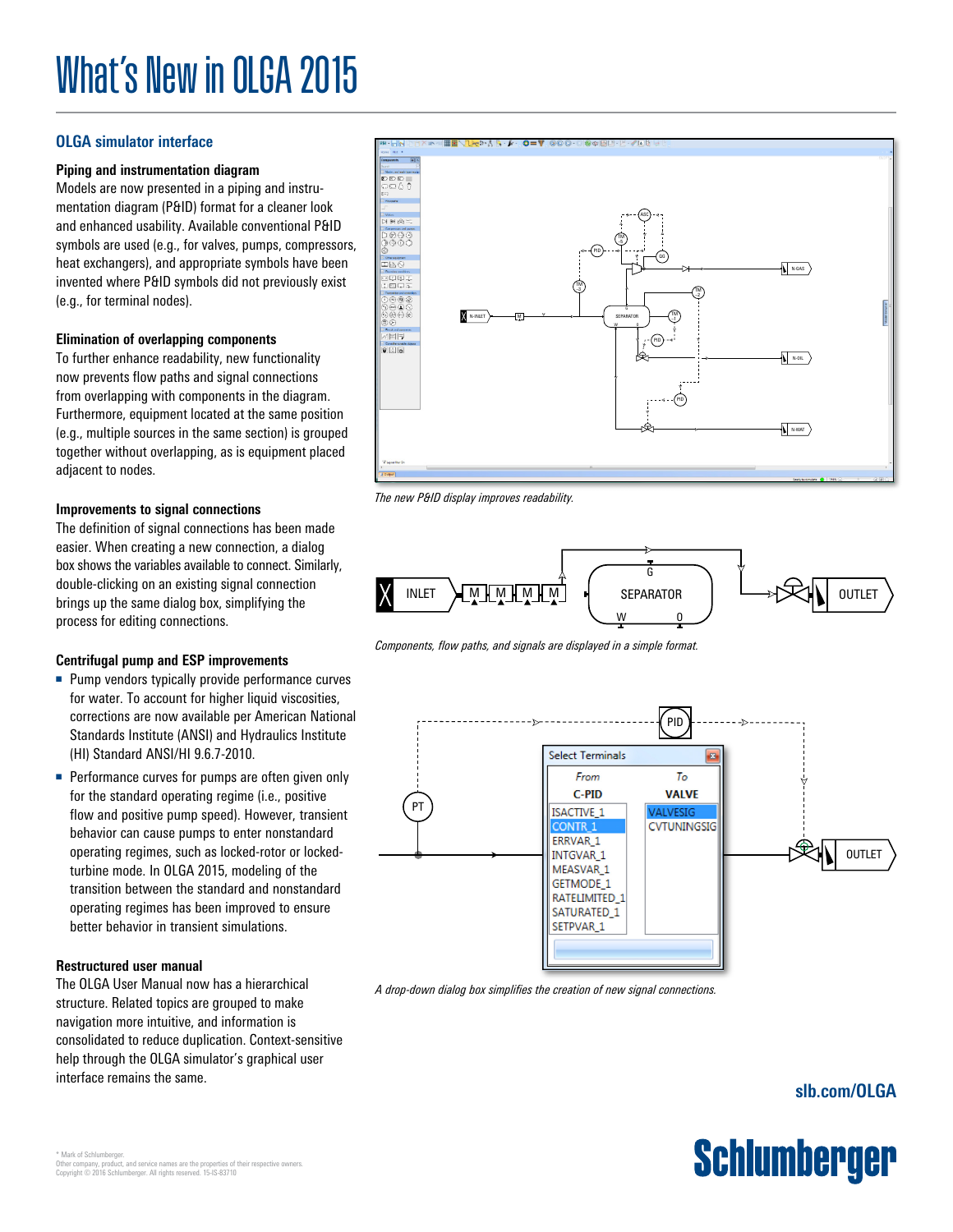# What's New in OLGA 2015

## OLGA simulator interface

### Piping and instrumentation diagram

Models are now presented in a piping and instrumentation diagram (P&ID) format for a cleaner look and enhanced usability. Available conventional P&ID symbols are used (e.g., for valves, pumps, compressors, heat exchangers), and appropriate symbols have been invented where P&ID symbols did not previously exist (e.g., for terminal nodes).

### Elimination of overlapping components

To further enhance readability, new functionality now prevents flow paths and signal connections from overlapping with components in the diagram. Furthermore, equipment located at the same position (e.g., multiple sources in the same section) is grouped together without overlapping, as is equipment placed adjacent to nodes.

### Improvements to signal connections

The definition of signal connections has been made easier. When creating a new connection, a dialog box shows the variables available to connect. Similarly, double-clicking on an existing signal connection brings up the same dialog box, simplifying the process for editing connections.

### Centrifugal pump and ESP improvements

- Pump vendors typically provide performance curves for water. To account for higher liquid viscosities, corrections are now available per American National Standards Institute (ANSI) and Hydraulics Institute (HI) Standard ANSI/HI 9.6.7-2010.
- Performance curves for pumps are often given only for the standard operating regime (i.e., positive flow and positive pump speed). However, transient behavior can cause pumps to enter nonstandard operating regimes, such as locked-rotor or locked-turbine mode. In OLGA 2015, modeling of the transition between the standard and nonstandard operating regimes has been improved to ensure better behavior in transient simulations.

### Restructured user manual

The OLGA User Manual now has a hierarchical structure. Related topics are grouped to make navigation more intuitive, and information is consolidated to reduce duplication. Context-sensitive help through the OLGA simulator's graphical user interface remains the same.

*The new P&ID display improves readability.*

INLET
M M M M
G
SEPARATOR
W O
OUTLET

*Components, flow paths, and signals are displayed in a simple format.*

PID
PT
OUTLET
Select Terminals
From C-PID: ISACTIVE_1, CONTR_1, ERRVAR_1, INTGVAR_1, MEASVAR_1, GETMODE_1, RATELIMITED_1, SATURATED_1, SETPVAR_1
To VALVE: VALVESIG, CVTUNINGSIG

*A drop-down dialog box simplifies the creation of new signal connections.*

slb.com/OLGA

Schlumberger

* Mark of Schlumberger.
Other company, product, and service names are the properties of their respective owners.
Copyright © 2016 Schlumberger. All rights reserved. 15-IS-83710